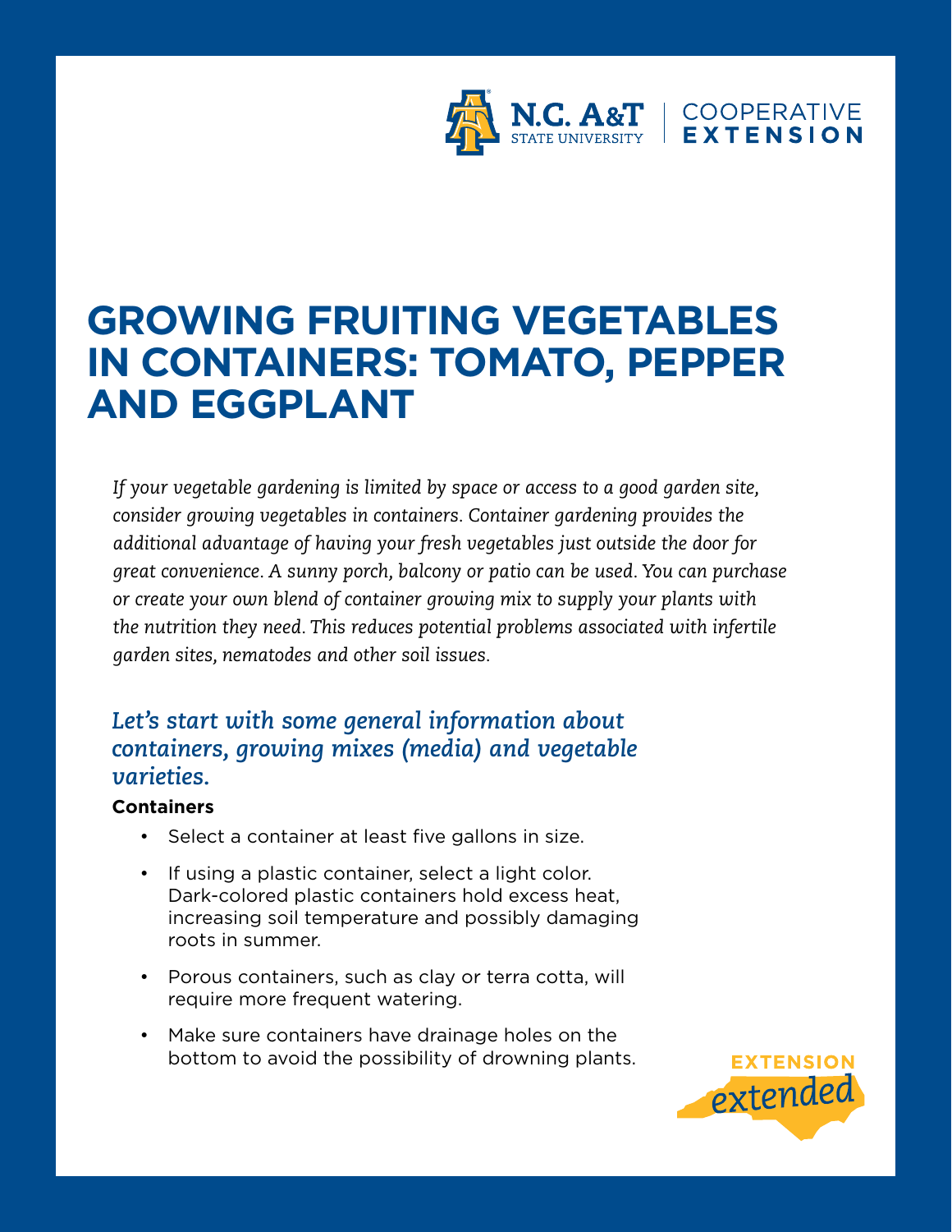N.C. A&T STATE UNIVERSITY | COOPERATIVE EXTENSION

# GROWING FRUITING VEGETABLES IN CONTAINERS: TOMATO, PEPPER AND EGGPLANT

*If your vegetable gardening is limited by space or access to a good garden site, consider growing vegetables in containers. Container gardening provides the additional advantage of having your fresh vegetables just outside the door for great convenience. A sunny porch, balcony or patio can be used. You can purchase or create your own blend of container growing mix to supply your plants with the nutrition they need. This reduces potential problems associated with infertile garden sites, nematodes and other soil issues.*

## *Let's start with some general information about containers, growing mixes (media) and vegetable varieties.*

**Containers**

- Select a container at least five gallons in size.
- If using a plastic container, select a light color. Dark-colored plastic containers hold excess heat, increasing soil temperature and possibly damaging roots in summer.
- Porous containers, such as clay or terra cotta, will require more frequent watering.
- Make sure containers have drainage holes on the bottom to avoid the possibility of drowning plants.

EXTENSION *extended*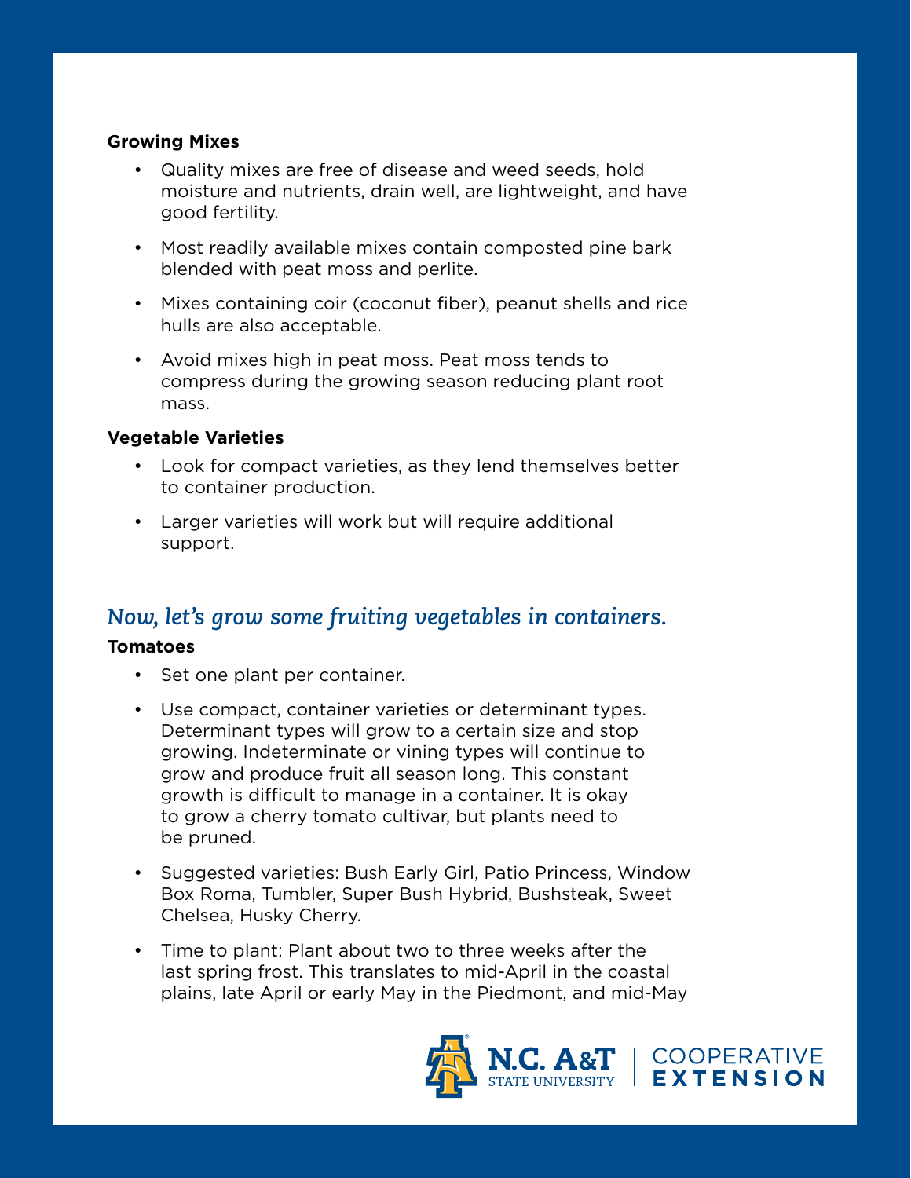**Growing Mixes**

- Quality mixes are free of disease and weed seeds, hold moisture and nutrients, drain well, are lightweight, and have good fertility.
- Most readily available mixes contain composted pine bark blended with peat moss and perlite.
- Mixes containing coir (coconut fiber), peanut shells and rice hulls are also acceptable.
- Avoid mixes high in peat moss. Peat moss tends to compress during the growing season reducing plant root mass.

**Vegetable Varieties**

- Look for compact varieties, as they lend themselves better to container production.
- Larger varieties will work but will require additional support.

## *Now, let's grow some fruiting vegetables in containers.*

**Tomatoes**

- Set one plant per container.
- Use compact, container varieties or determinant types. Determinant types will grow to a certain size and stop growing. Indeterminate or vining types will continue to grow and produce fruit all season long. This constant growth is difficult to manage in a container. It is okay to grow a cherry tomato cultivar, but plants need to be pruned.
- Suggested varieties: Bush Early Girl, Patio Princess, Window Box Roma, Tumbler, Super Bush Hybrid, Bushsteak, Sweet Chelsea, Husky Cherry.
- Time to plant: Plant about two to three weeks after the last spring frost. This translates to mid-April in the coastal plains, late April or early May in the Piedmont, and mid-May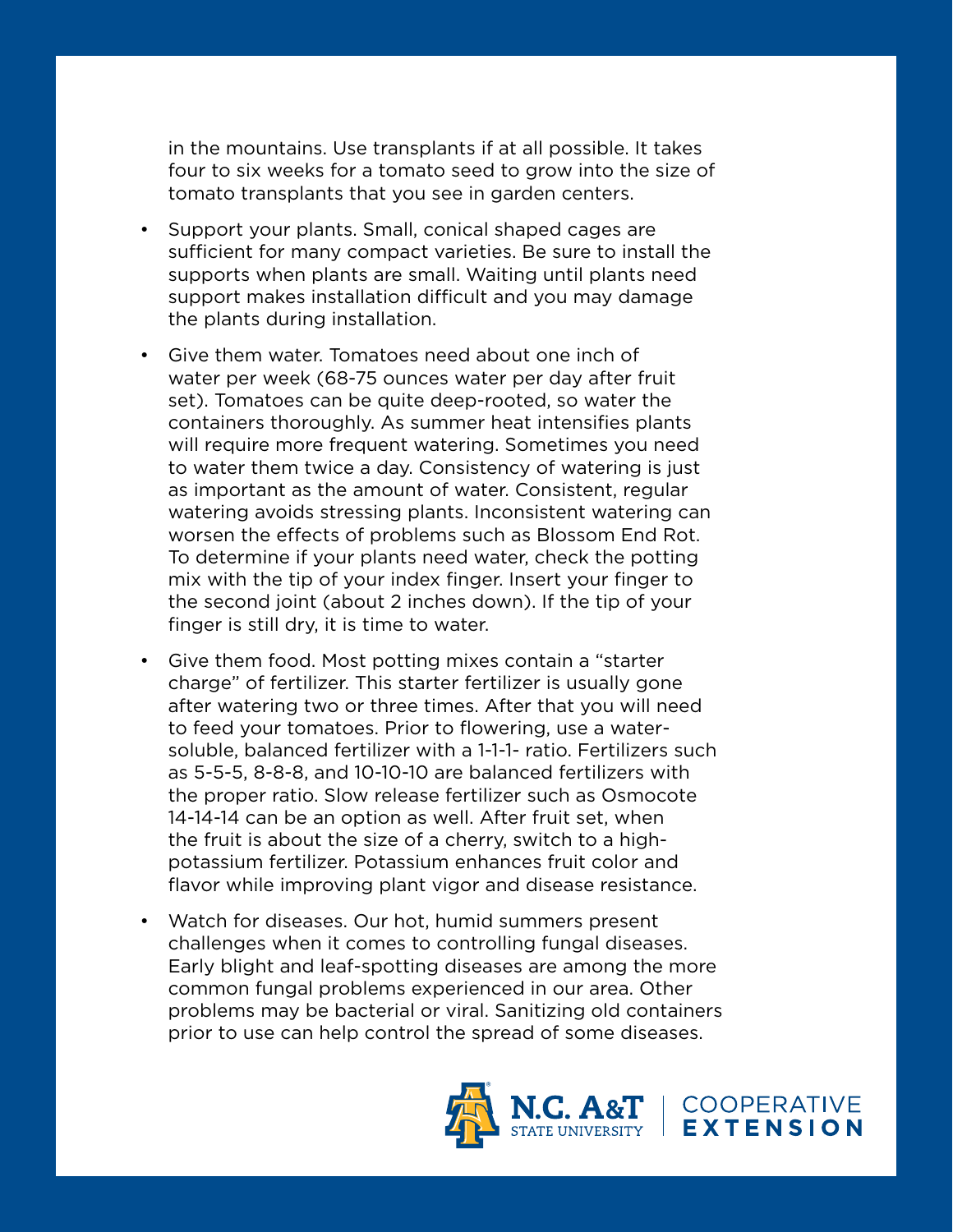in the mountains. Use transplants if at all possible. It takes four to six weeks for a tomato seed to grow into the size of tomato transplants that you see in garden centers.

- Support your plants. Small, conical shaped cages are sufficient for many compact varieties. Be sure to install the supports when plants are small. Waiting until plants need support makes installation difficult and you may damage the plants during installation.

- Give them water. Tomatoes need about one inch of water per week (68-75 ounces water per day after fruit set). Tomatoes can be quite deep-rooted, so water the containers thoroughly. As summer heat intensifies plants will require more frequent watering. Sometimes you need to water them twice a day. Consistency of watering is just as important as the amount of water. Consistent, regular watering avoids stressing plants. Inconsistent watering can worsen the effects of problems such as Blossom End Rot. To determine if your plants need water, check the potting mix with the tip of your index finger. Insert your finger to the second joint (about 2 inches down). If the tip of your finger is still dry, it is time to water.

- Give them food. Most potting mixes contain a "starter charge" of fertilizer. This starter fertilizer is usually gone after watering two or three times. After that you will need to feed your tomatoes. Prior to flowering, use a water-soluble, balanced fertilizer with a 1-1-1- ratio. Fertilizers such as 5-5-5, 8-8-8, and 10-10-10 are balanced fertilizers with the proper ratio. Slow release fertilizer such as Osmocote 14-14-14 can be an option as well. After fruit set, when the fruit is about the size of a cherry, switch to a high-potassium fertilizer. Potassium enhances fruit color and flavor while improving plant vigor and disease resistance.

- Watch for diseases. Our hot, humid summers present challenges when it comes to controlling fungal diseases. Early blight and leaf-spotting diseases are among the more common fungal problems experienced in our area. Other problems may be bacterial or viral. Sanitizing old containers prior to use can help control the spread of some diseases.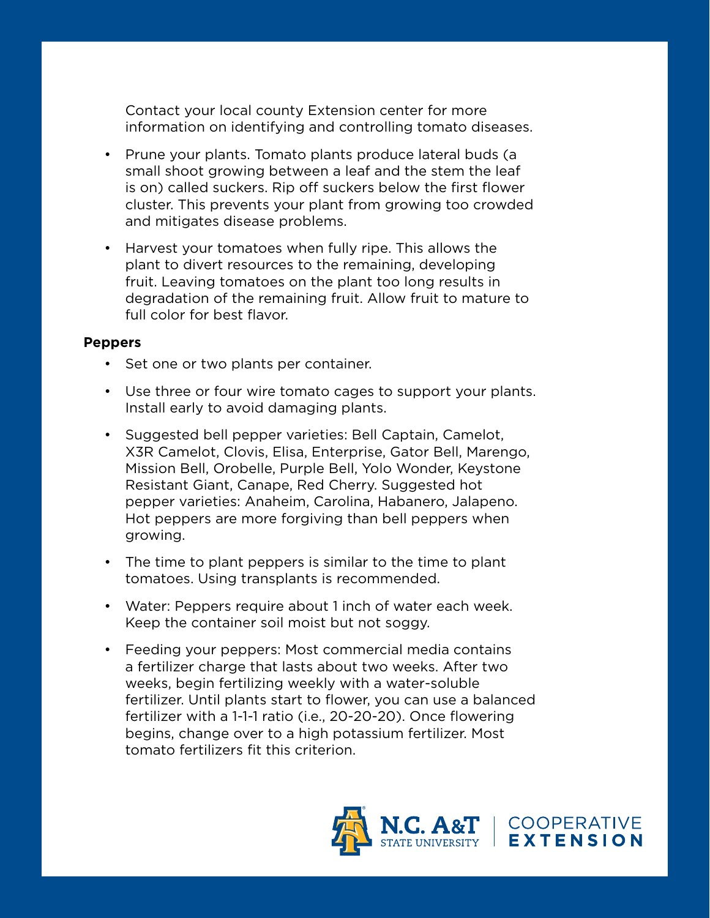Contact your local county Extension center for more information on identifying and controlling tomato diseases.

- Prune your plants. Tomato plants produce lateral buds (a small shoot growing between a leaf and the stem the leaf is on) called suckers. Rip off suckers below the first flower cluster. This prevents your plant from growing too crowded and mitigates disease problems.
- Harvest your tomatoes when fully ripe. This allows the plant to divert resources to the remaining, developing fruit. Leaving tomatoes on the plant too long results in degradation of the remaining fruit. Allow fruit to mature to full color for best flavor.

**Peppers**

- Set one or two plants per container.
- Use three or four wire tomato cages to support your plants. Install early to avoid damaging plants.
- Suggested bell pepper varieties: Bell Captain, Camelot, X3R Camelot, Clovis, Elisa, Enterprise, Gator Bell, Marengo, Mission Bell, Orobelle, Purple Bell, Yolo Wonder, Keystone Resistant Giant, Canape, Red Cherry. Suggested hot pepper varieties: Anaheim, Carolina, Habanero, Jalapeno. Hot peppers are more forgiving than bell peppers when growing.
- The time to plant peppers is similar to the time to plant tomatoes. Using transplants is recommended.
- Water: Peppers require about 1 inch of water each week. Keep the container soil moist but not soggy.
- Feeding your peppers: Most commercial media contains a fertilizer charge that lasts about two weeks. After two weeks, begin fertilizing weekly with a water-soluble fertilizer. Until plants start to flower, you can use a balanced fertilizer with a 1-1-1 ratio (i.e., 20-20-20). Once flowering begins, change over to a high potassium fertilizer. Most tomato fertilizers fit this criterion.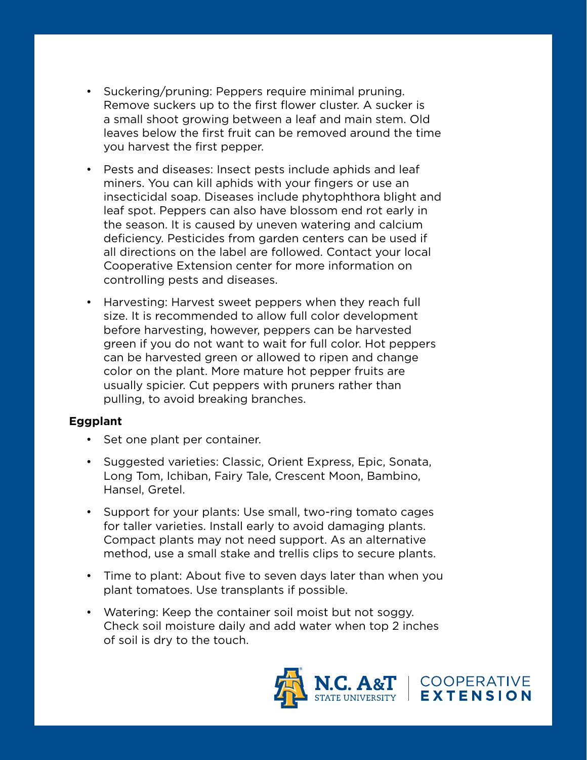- Suckering/pruning: Peppers require minimal pruning. Remove suckers up to the first flower cluster. A sucker is a small shoot growing between a leaf and main stem. Old leaves below the first fruit can be removed around the time you harvest the first pepper.
- Pests and diseases: Insect pests include aphids and leaf miners. You can kill aphids with your fingers or use an insecticidal soap. Diseases include phytophthora blight and leaf spot. Peppers can also have blossom end rot early in the season. It is caused by uneven watering and calcium deficiency. Pesticides from garden centers can be used if all directions on the label are followed. Contact your local Cooperative Extension center for more information on controlling pests and diseases.
- Harvesting: Harvest sweet peppers when they reach full size. It is recommended to allow full color development before harvesting, however, peppers can be harvested green if you do not want to wait for full color. Hot peppers can be harvested green or allowed to ripen and change color on the plant. More mature hot pepper fruits are usually spicier. Cut peppers with pruners rather than pulling, to avoid breaking branches.

**Eggplant**

- Set one plant per container.
- Suggested varieties: Classic, Orient Express, Epic, Sonata, Long Tom, Ichiban, Fairy Tale, Crescent Moon, Bambino, Hansel, Gretel.
- Support for your plants: Use small, two-ring tomato cages for taller varieties. Install early to avoid damaging plants. Compact plants may not need support. As an alternative method, use a small stake and trellis clips to secure plants.
- Time to plant: About five to seven days later than when you plant tomatoes. Use transplants if possible.
- Watering: Keep the container soil moist but not soggy. Check soil moisture daily and add water when top 2 inches of soil is dry to the touch.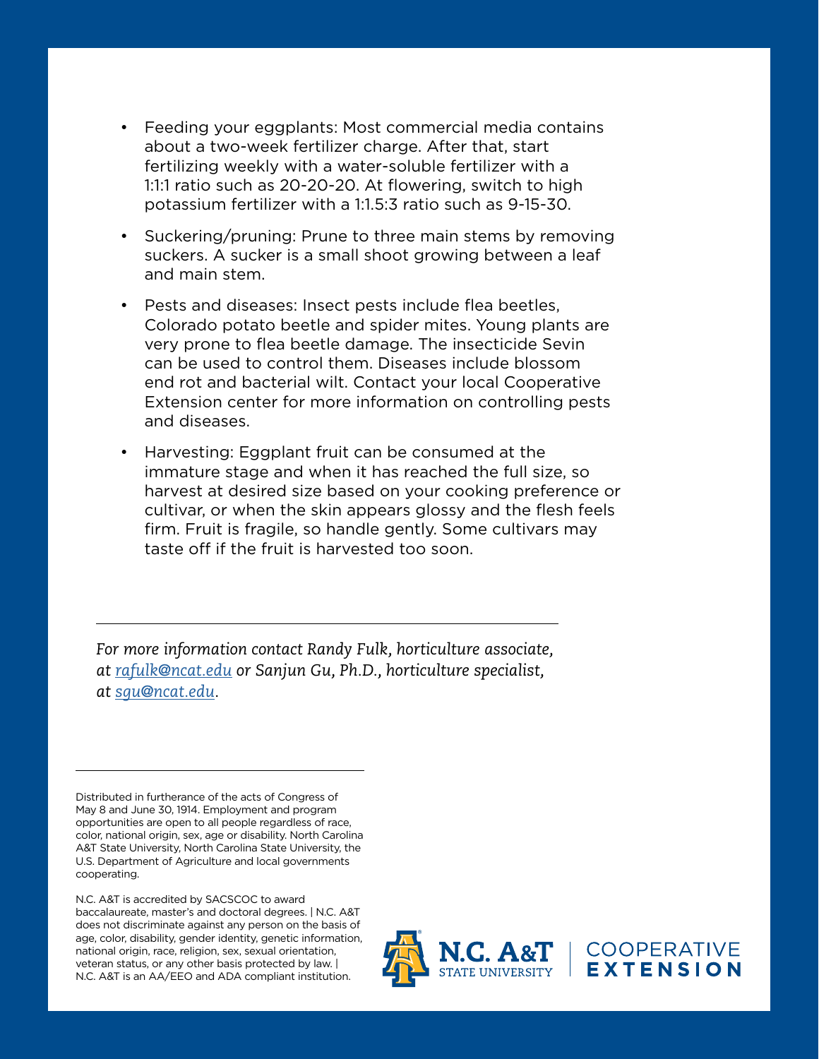- Feeding your eggplants: Most commercial media contains about a two-week fertilizer charge. After that, start fertilizing weekly with a water-soluble fertilizer with a 1:1:1 ratio such as 20-20-20. At flowering, switch to high potassium fertilizer with a 1:1.5:3 ratio such as 9-15-30.

- Suckering/pruning: Prune to three main stems by removing suckers. A sucker is a small shoot growing between a leaf and main stem.

- Pests and diseases: Insect pests include flea beetles, Colorado potato beetle and spider mites. Young plants are very prone to flea beetle damage. The insecticide Sevin can be used to control them. Diseases include blossom end rot and bacterial wilt. Contact your local Cooperative Extension center for more information on controlling pests and diseases.

- Harvesting: Eggplant fruit can be consumed at the immature stage and when it has reached the full size, so harvest at desired size based on your cooking preference or cultivar, or when the skin appears glossy and the flesh feels firm. Fruit is fragile, so handle gently. Some cultivars may taste off if the fruit is harvested too soon.

---

*For more information contact Randy Fulk, horticulture associate, at [rafulk@ncat.edu](mailto:rafulk@ncat.edu) or Sanjun Gu, Ph.D., horticulture specialist, at [sgu@ncat.edu](mailto:sgu@ncat.edu).*

---

Distributed in furtherance of the acts of Congress of May 8 and June 30, 1914. Employment and program opportunities are open to all people regardless of race, color, national origin, sex, age or disability. North Carolina A&T State University, North Carolina State University, the U.S. Department of Agriculture and local governments cooperating.

N.C. A&T is accredited by SACSCOC to award baccalaureate, master's and doctoral degrees. | N.C. A&T does not discriminate against any person on the basis of age, color, disability, gender identity, genetic information, national origin, race, religion, sex, sexual orientation, veteran status, or any other basis protected by law. | N.C. A&T is an AA/EEO and ADA compliant institution.

N.C. A&T STATE UNIVERSITY | COOPERATIVE EXTENSION